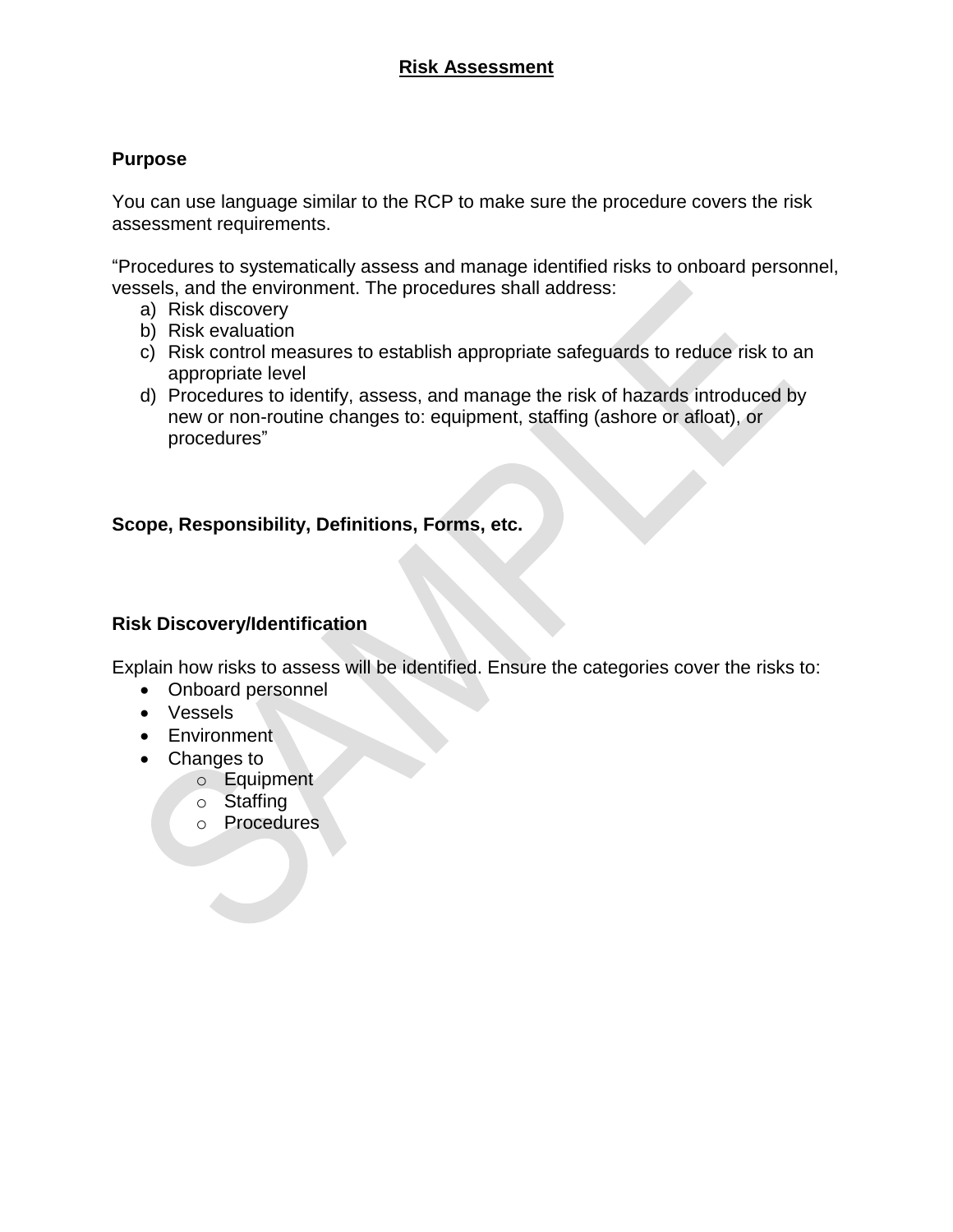# Risk Assessment

## Purpose

You can use language similar to the RCP to make sure the procedure covers the risk assessment requirements.

"Procedures to systematically assess and manage identified risks to onboard personnel, vessels, and the environment. The procedures shall address:

a) Risk discovery
b) Risk evaluation
c) Risk control measures to establish appropriate safeguards to reduce risk to an appropriate level
d) Procedures to identify, assess, and manage the risk of hazards introduced by new or non-routine changes to: equipment, staffing (ashore or afloat), or procedures"

## Scope, Responsibility, Definitions, Forms, etc.

## Risk Discovery/Identification

Explain how risks to assess will be identified. Ensure the categories cover the risks to:

- Onboard personnel
- Vessels
- Environment
- Changes to
  - Equipment
  - Staffing
  - Procedures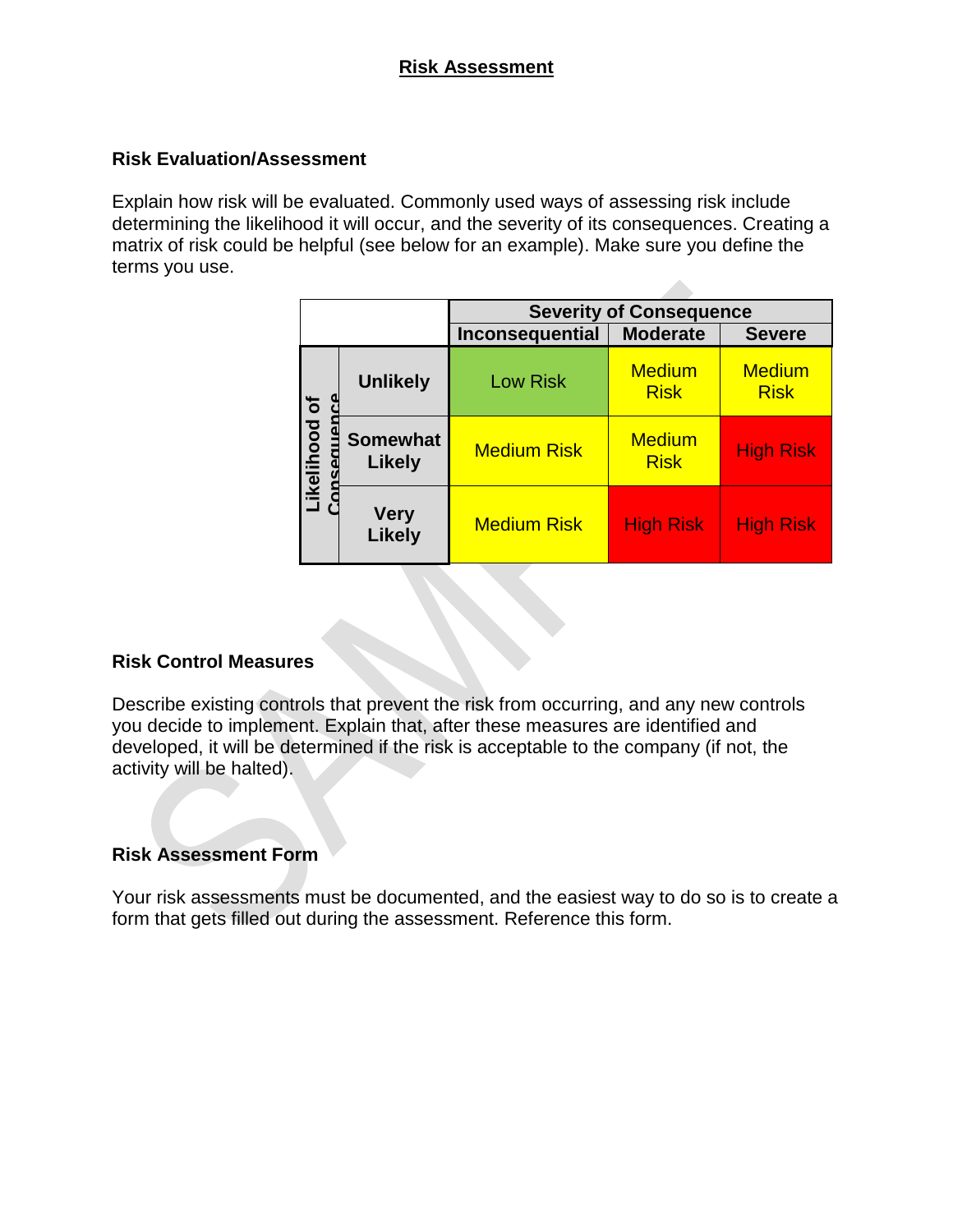# Risk Assessment

## Risk Evaluation/Assessment

Explain how risk will be evaluated. Commonly used ways of assessing risk include determining the likelihood it will occur, and the severity of its consequences. Creating a matrix of risk could be helpful (see below for an example). Make sure you define the terms you use.

| | | Severity of Consequence | | |
|---|---|---|---|---|
| | | Inconsequential | Moderate | Severe |
| Likelihood of Consequence | Unlikely | Low Risk | Medium Risk | Medium Risk |
| | Somewhat Likely | Medium Risk | Medium Risk | High Risk |
| | Very Likely | Medium Risk | High Risk | High Risk |

## Risk Control Measures

Describe existing controls that prevent the risk from occurring, and any new controls you decide to implement. Explain that, after these measures are identified and developed, it will be determined if the risk is acceptable to the company (if not, the activity will be halted).

## Risk Assessment Form

Your risk assessments must be documented, and the easiest way to do so is to create a form that gets filled out during the assessment. Reference this form.